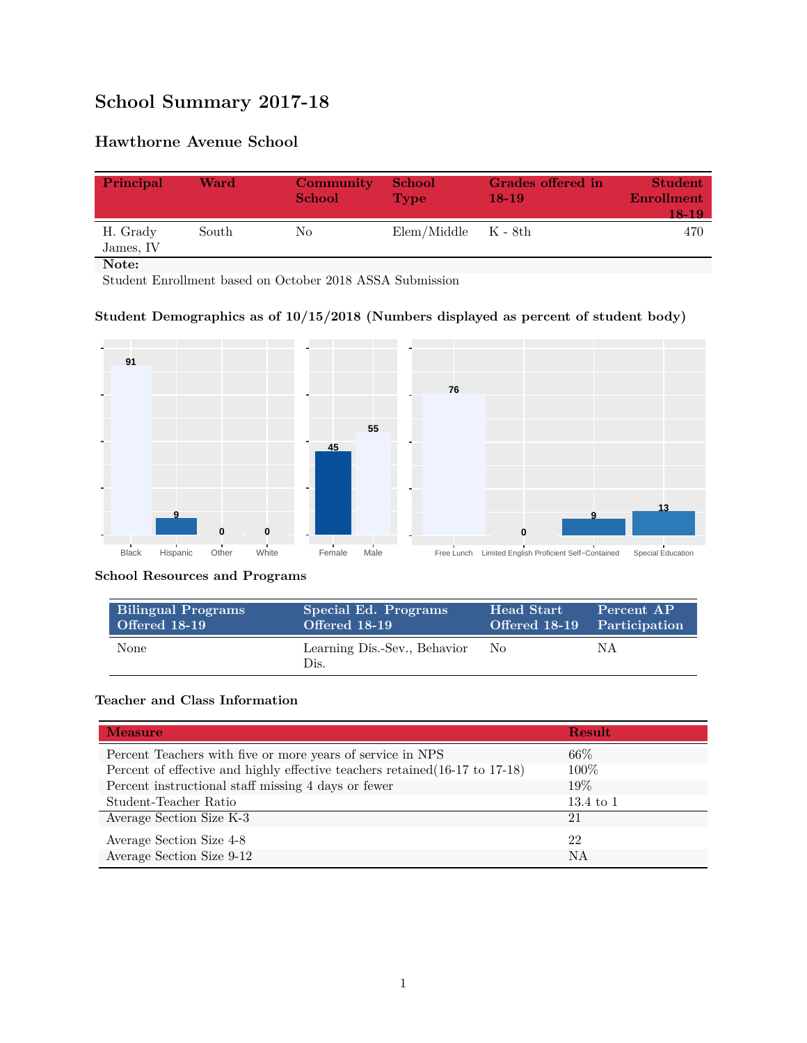# School Summary 2017-18

## Hawthorne Avenue School

| Principal | Ward | Community School | School Type | Grades offered in 18-19 | Student Enrollment 18-19 |
|---|---|---|---|---|---|
| H. Grady James, IV | South | No | Elem/Middle | K - 8th | 470 |

**Note:**
Student Enrollment based on October 2018 ASSA Submission

### Student Demographics as of 10/15/2018 (Numbers displayed as percent of student body)

| Black | Hispanic | Other | White |
|---|---|---|---|
| 91 | 9 | 0 | 0 |

| Female | Male |
|---|---|
| 45 | 55 |

| Free Lunch | Limited English Proficient | Self-Contained | Special Education |
|---|---|---|---|
| 76 | 0 | 9 | 13 |

### School Resources and Programs

| Bilingual Programs Offered 18-19 | Special Ed. Programs Offered 18-19 | Head Start Offered 18-19 | Percent AP Participation |
|---|---|---|---|
| None | Learning Dis.-Sev., Behavior Dis. | No | NA |

### Teacher and Class Information

| Measure | Result |
|---|---|
| Percent Teachers with five or more years of service in NPS | 66% |
| Percent of effective and highly effective teachers retained(16-17 to 17-18) | 100% |
| Percent instructional staff missing 4 days or fewer | 19% |
| Student-Teacher Ratio | 13.4 to 1 |
| Average Section Size K-3 | 21 |
| Average Section Size 4-8 | 22 |
| Average Section Size 9-12 | NA |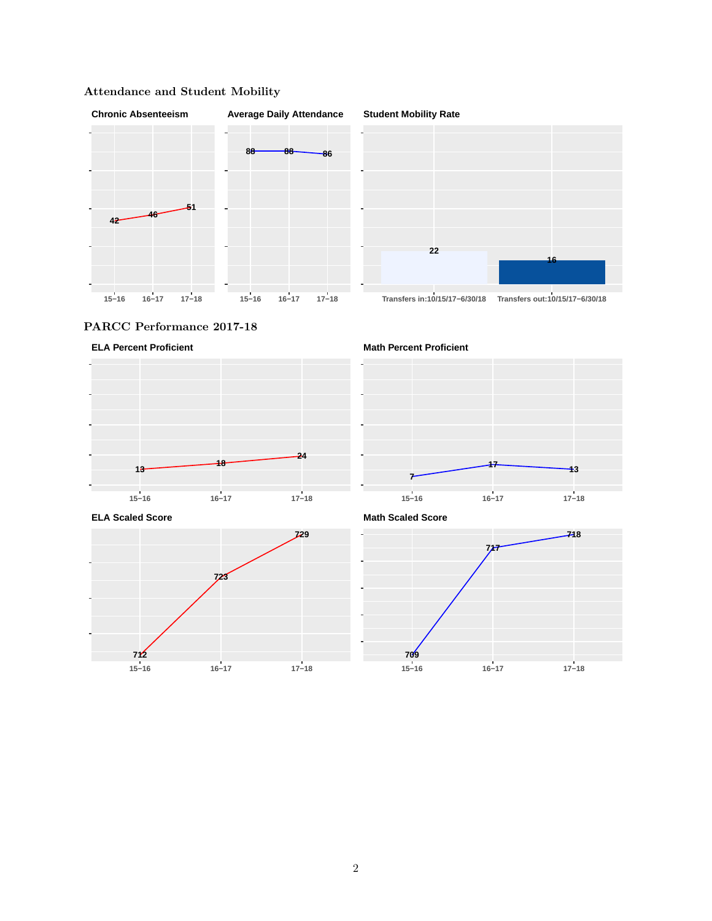## Attendance and Student Mobility

**Chronic Absenteeism**

42
46
51

15–16
16–17
17–18

**Average Daily Attendance**

88
88
86

15–16
16–17
17–18

**Student Mobility Rate**

22
16

Transfers in:10/15/17–6/30/18
Transfers out:10/15/17–6/30/18

## PARCC Performance 2017-18

**ELA Percent Proficient**

13
18
24

15–16
16–17
17–18

**Math Percent Proficient**

7
17
13

15–16
16–17
17–18

**ELA Scaled Score**

712
723
729

15–16
16–17
17–18

**Math Scaled Score**

709
717
718

15–16
16–17
17–18